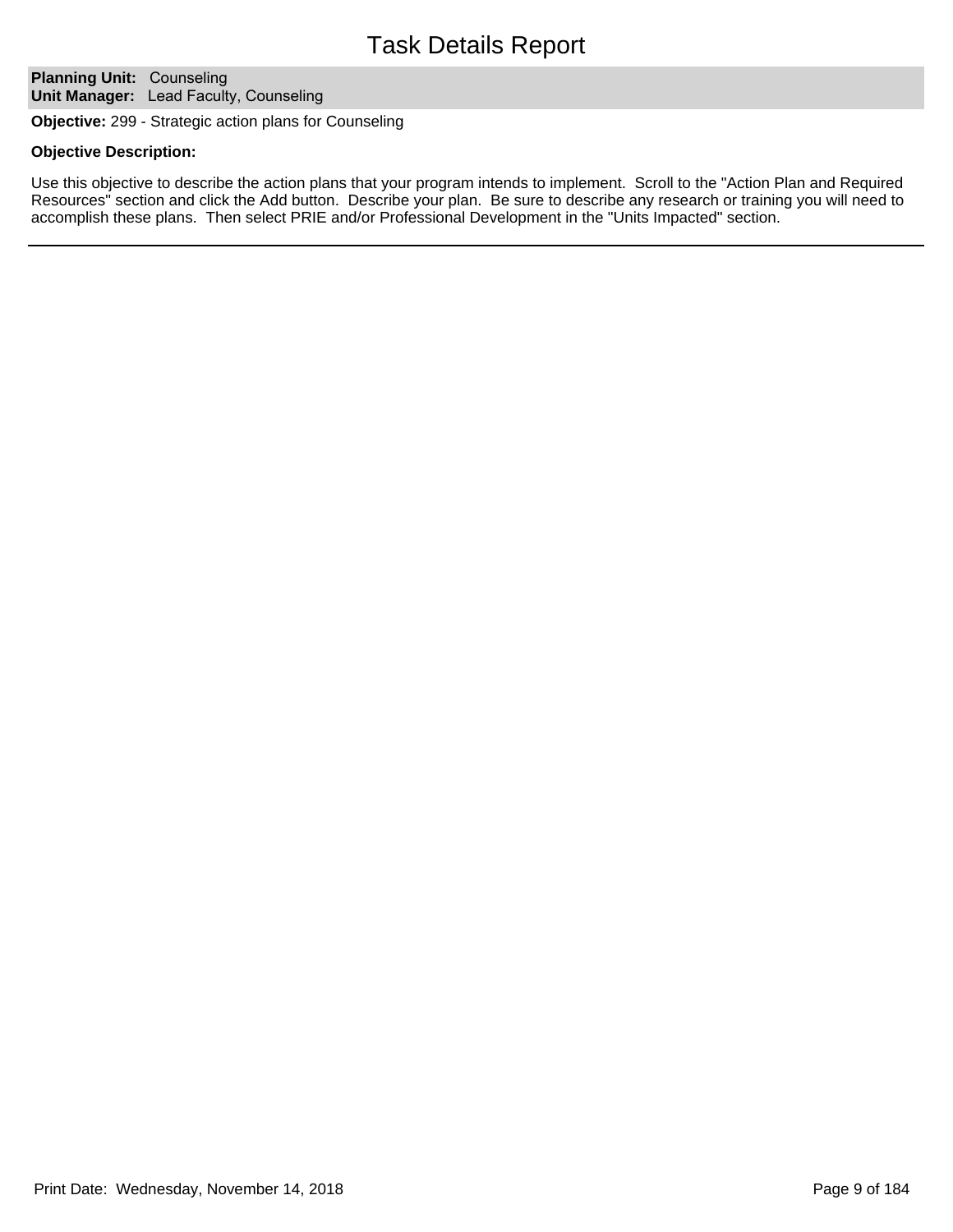# Task Details Report

**Planning Unit:** Counseling
**Unit Manager:** Lead Faculty, Counseling

**Objective:** 299 - Strategic action plans for Counseling

**Objective Description:**

Use this objective to describe the action plans that your program intends to implement. Scroll to the "Action Plan and Required Resources" section and click the Add button. Describe your plan. Be sure to describe any research or training you will need to accomplish these plans. Then select PRIE and/or Professional Development in the "Units Impacted" section.

---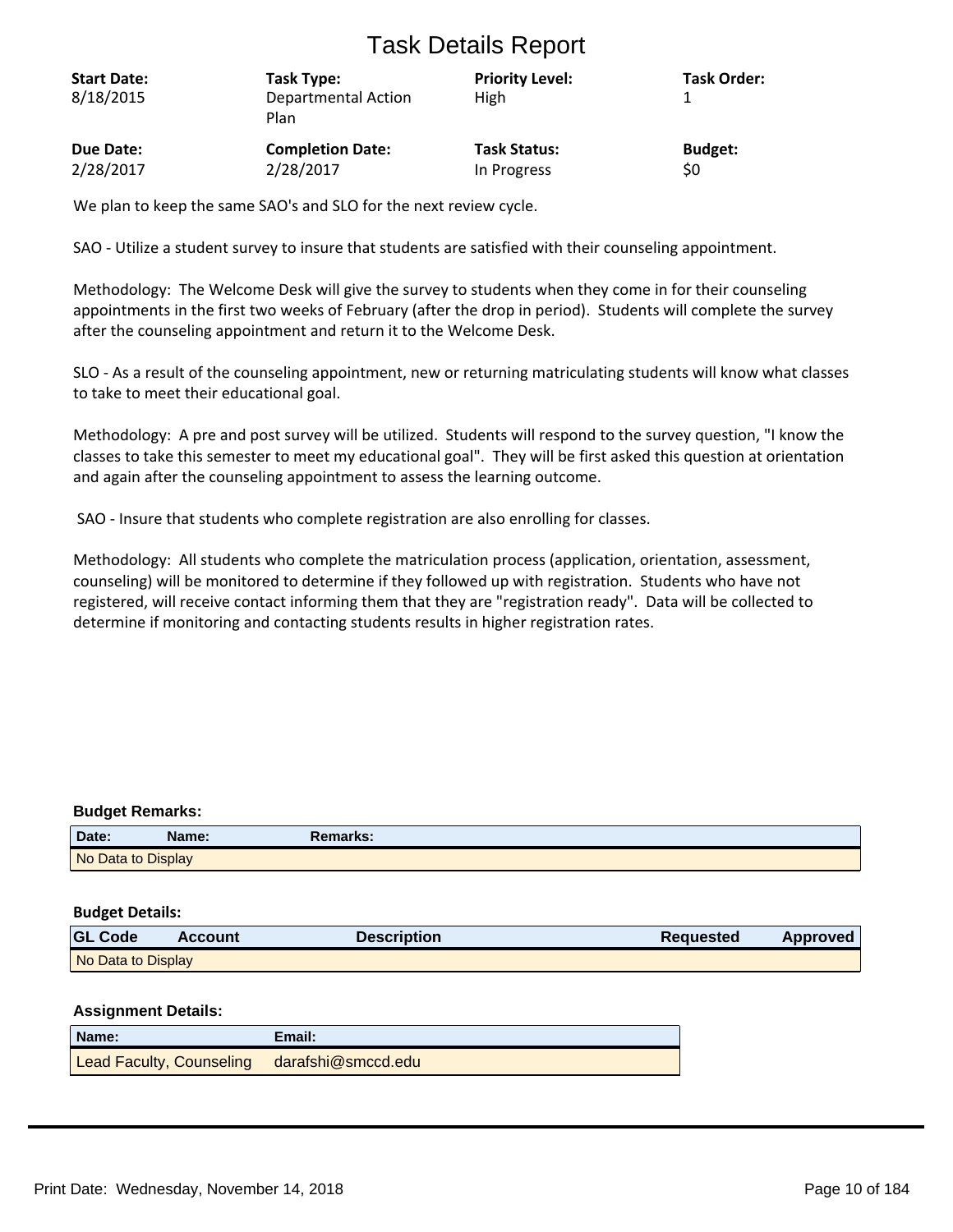# Task Details Report

| **Start Date:** | **Task Type:** | **Priority Level:** | **Task Order:** |
|---|---|---|---|
| 8/18/2015 | Departmental Action Plan | High | 1 |
| **Due Date:** | **Completion Date:** | **Task Status:** | **Budget:** |
| 2/28/2017 | 2/28/2017 | In Progress | $0 |

We plan to keep the same SAO's and SLO for the next review cycle.

SAO - Utilize a student survey to insure that students are satisfied with their counseling appointment.

Methodology: The Welcome Desk will give the survey to students when they come in for their counseling appointments in the first two weeks of February (after the drop in period). Students will complete the survey after the counseling appointment and return it to the Welcome Desk.

SLO - As a result of the counseling appointment, new or returning matriculating students will know what classes to take to meet their educational goal.

Methodology: A pre and post survey will be utilized. Students will respond to the survey question, "I know the classes to take this semester to meet my educational goal". They will be first asked this question at orientation and again after the counseling appointment to assess the learning outcome.

SAO - Insure that students who complete registration are also enrolling for classes.

Methodology: All students who complete the matriculation process (application, orientation, assessment, counseling) will be monitored to determine if they followed up with registration. Students who have not registered, will receive contact informing them that they are "registration ready". Data will be collected to determine if monitoring and contacting students results in higher registration rates.

**Budget Remarks:**

| Date: | Name: | Remarks: |
|---|---|---|
| No Data to Display | | |

**Budget Details:**

| GL Code | Account | Description | Requested | Approved |
|---|---|---|---|---|
| No Data to Display | | | | |

**Assignment Details:**

| Name: | Email: |
|---|---|
| Lead Faculty, Counseling | darafshi@smccd.edu |

Print Date: Wednesday, November 14, 2018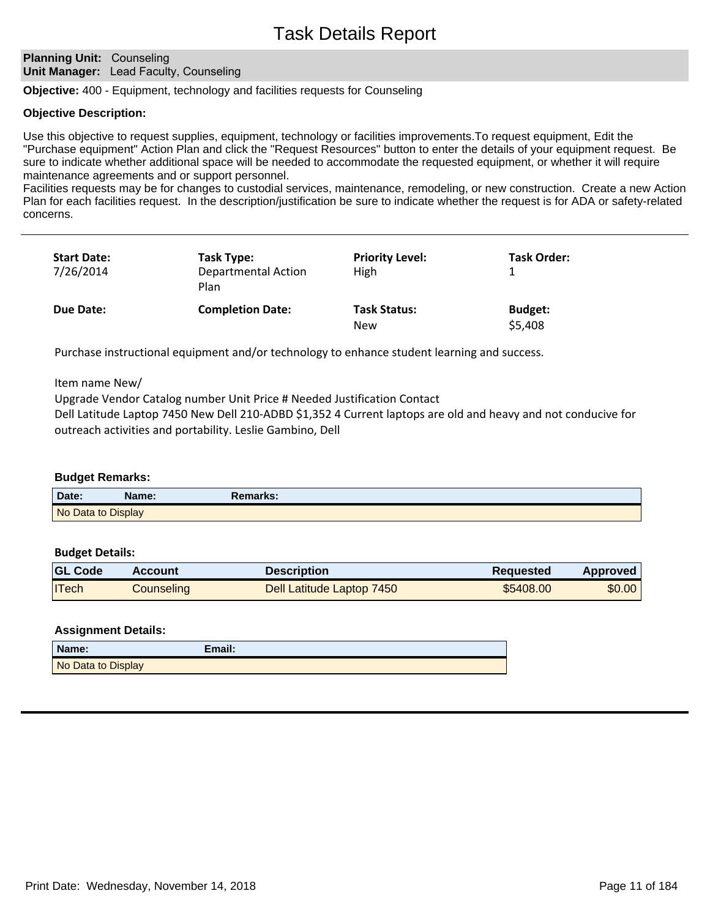# Task Details Report

**Planning Unit:** Counseling
**Unit Manager:** Lead Faculty, Counseling

**Objective:** 400 - Equipment, technology and facilities requests for Counseling

**Objective Description:**

Use this objective to request supplies, equipment, technology or facilities improvements.To request equipment, Edit the "Purchase equipment" Action Plan and click the "Request Resources" button to enter the details of your equipment request. Be sure to indicate whether additional space will be needed to accommodate the requested equipment, or whether it will require maintenance agreements and or support personnel.
Facilities requests may be for changes to custodial services, maintenance, remodeling, or new construction. Create a new Action Plan for each facilities request. In the description/justification be sure to indicate whether the request is for ADA or safety-related concerns.

---

| **Start Date:** | **Task Type:** | **Priority Level:** | **Task Order:** |
|---|---|---|---|
| 7/26/2014 | Departmental Action Plan | High | 1 |
| **Due Date:** | **Completion Date:** | **Task Status:** | **Budget:** |
| | | New | $5,408 |

Purchase instructional equipment and/or technology to enhance student learning and success.

Item name New/
Upgrade Vendor Catalog number Unit Price # Needed Justification Contact
Dell Latitude Laptop 7450 New Dell 210-ADBD $1,352 4 Current laptops are old and heavy and not conducive for outreach activities and portability. Leslie Gambino, Dell

**Budget Remarks:**

| Date: | Name: | Remarks: |
|---|---|---|
| No Data to Display | | |

**Budget Details:**

| GL Code | Account | Description | Requested | Approved |
|---|---|---|---|---|
| ITech | Counseling | Dell Latitude Laptop 7450 | $5408.00 | $0.00 |

**Assignment Details:**

| Name: | Email: |
|---|---|
| No Data to Display | |

Print Date: Wednesday, November 14, 2018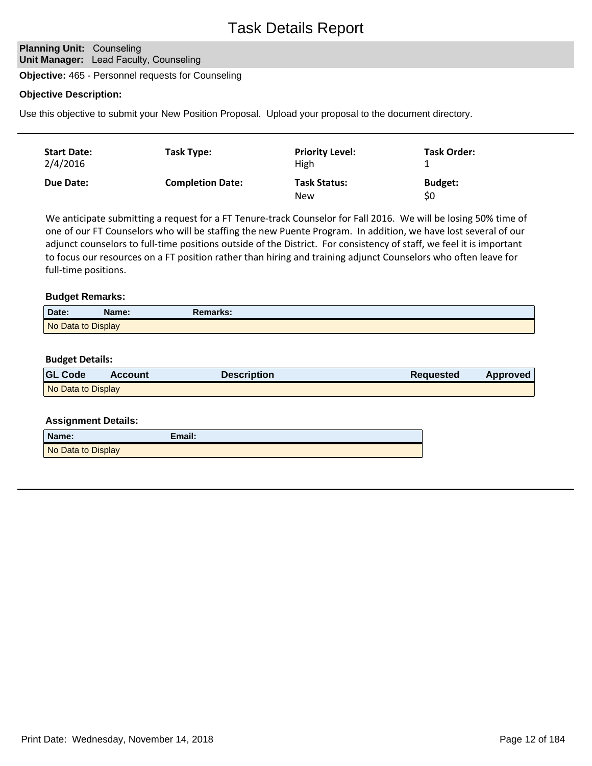# Task Details Report

**Planning Unit:** Counseling
**Unit Manager:** Lead Faculty, Counseling

**Objective:** 465 - Personnel requests for Counseling

**Objective Description:**

Use this objective to submit your New Position Proposal. Upload your proposal to the document directory.

---

| Start Date: | Task Type: | Priority Level: | Task Order: |
|---|---|---|---|
| 2/4/2016 | | High | 1 |
| **Due Date:** | **Completion Date:** | **Task Status:** | **Budget:** |
| | | New | $0 |

We anticipate submitting a request for a FT Tenure-track Counselor for Fall 2016. We will be losing 50% time of one of our FT Counselors who will be staffing the new Puente Program. In addition, we have lost several of our adjunct counselors to full-time positions outside of the District. For consistency of staff, we feel it is important to focus our resources on a FT position rather than hiring and training adjunct Counselors who often leave for full-time positions.

**Budget Remarks:**

| Date: | Name: | Remarks: |
|---|---|---|
| No Data to Display | | |

**Budget Details:**

| GL Code | Account | Description | Requested | Approved |
|---|---|---|---|---|
| No Data to Display | | | | |

**Assignment Details:**

| Name: | Email: |
|---|---|
| No Data to Display | |

---

Print Date: Wednesday, November 14, 2018